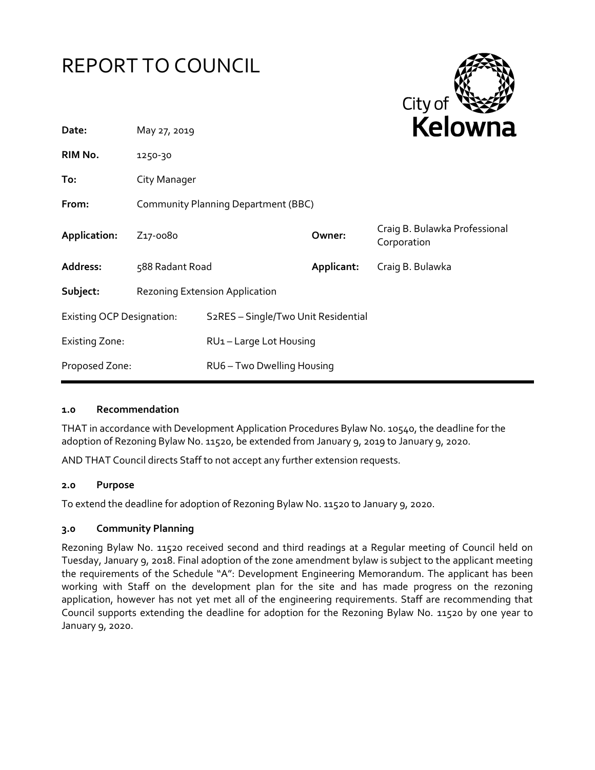# REPORT TO COUNCIL

City of Kelowna

| | | | |
|---|---|---|---|
| **Date:** | May 27, 2019 | | |
| **RIM No.** | 1250-30 | | |
| **To:** | City Manager | | |
| **From:** | Community Planning Department (BBC) | | |
| **Application:** | Z17-0080 | **Owner:** | Craig B. Bulawka Professional Corporation |
| **Address:** | 588 Radant Road | **Applicant:** | Craig B. Bulawka |
| **Subject:** | Rezoning Extension Application | | |
| Existing OCP Designation: | S2RES – Single/Two Unit Residential | | |
| Existing Zone: | RU1 – Large Lot Housing | | |
| Proposed Zone: | RU6 – Two Dwelling Housing | | |

### 1.0 Recommendation

THAT in accordance with Development Application Procedures Bylaw No. 10540, the deadline for the adoption of Rezoning Bylaw No. 11520, be extended from January 9, 2019 to January 9, 2020.

AND THAT Council directs Staff to not accept any further extension requests.

### 2.0 Purpose

To extend the deadline for adoption of Rezoning Bylaw No. 11520 to January 9, 2020.

### 3.0 Community Planning

Rezoning Bylaw No. 11520 received second and third readings at a Regular meeting of Council held on Tuesday, January 9, 2018. Final adoption of the zone amendment bylaw is subject to the applicant meeting the requirements of the Schedule "A": Development Engineering Memorandum. The applicant has been working with Staff on the development plan for the site and has made progress on the rezoning application, however has not yet met all of the engineering requirements. Staff are recommending that Council supports extending the deadline for adoption for the Rezoning Bylaw No. 11520 by one year to January 9, 2020.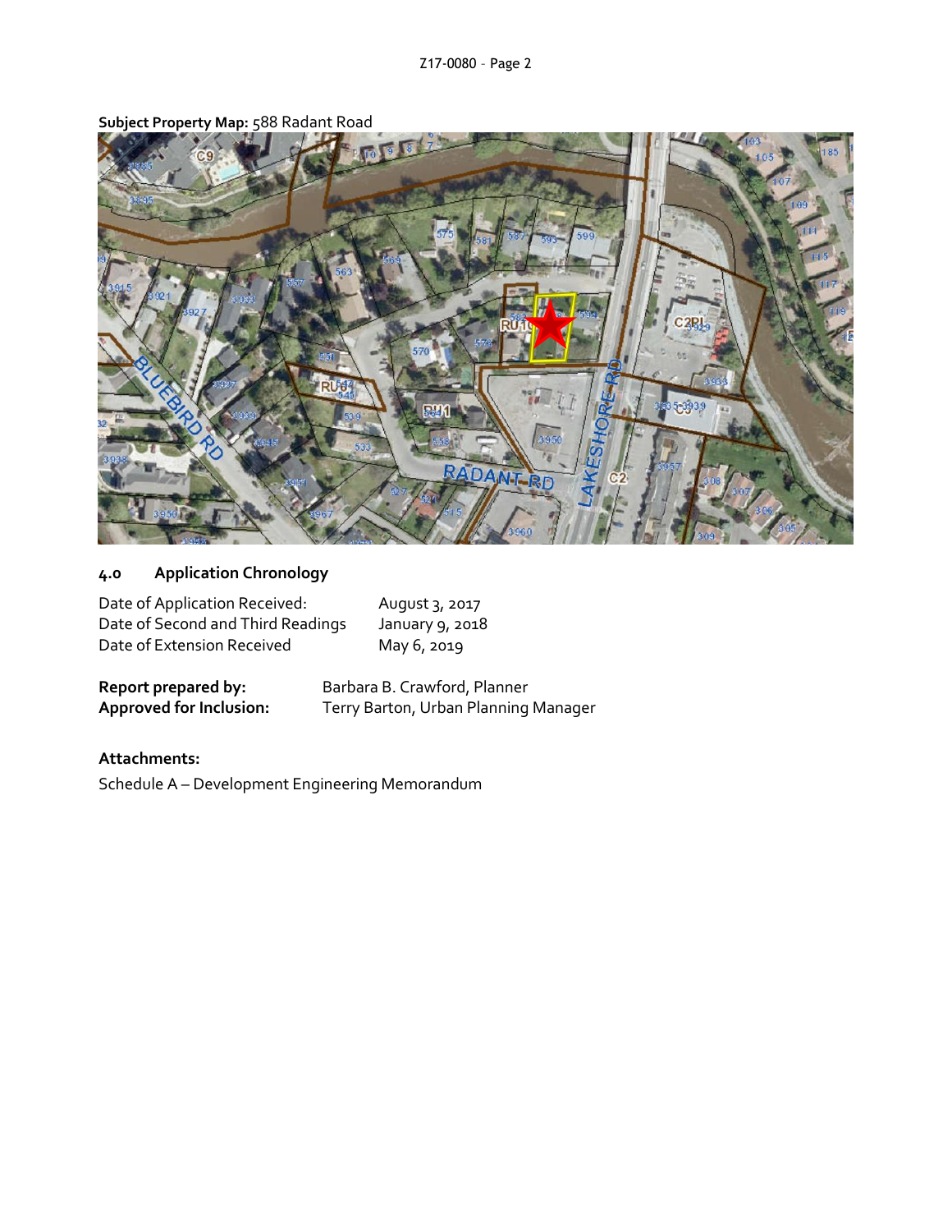**Subject Property Map:** 588 Radant Road

## 4.0 Application Chronology

| | |
|---|---|
| Date of Application Received: | August 3, 2017 |
| Date of Second and Third Readings | January 9, 2018 |
| Date of Extension Received | May 6, 2019 |

**Report prepared by:** Barbara B. Crawford, Planner
**Approved for Inclusion:** Terry Barton, Urban Planning Manager

**Attachments:**

Schedule A – Development Engineering Memorandum